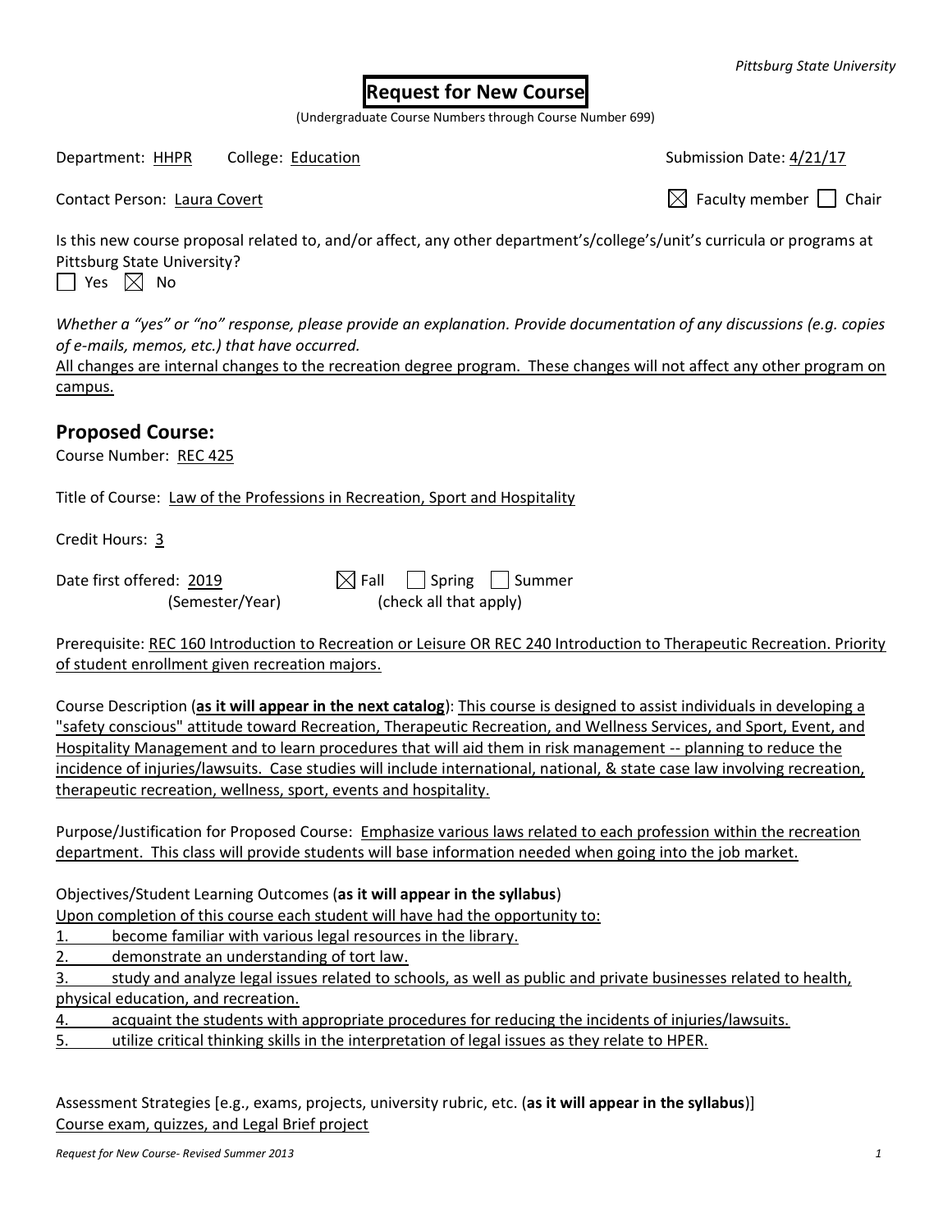*Pittsburg State University*

# Request for New Course

(Undergraduate Course Numbers through Course Number 699)

Department: HHPR College: Education Submission Date: 4/21/17

Contact Person: Laura Covert ☒ Faculty member ☐ Chair

Is this new course proposal related to, and/or affect, any other department's/college's/unit's curricula or programs at Pittsburg State University?

☐ Yes ☒ No

*Whether a "yes" or "no" response, please provide an explanation. Provide documentation of any discussions (e.g. copies of e-mails, memos, etc.) that have occurred.*

All changes are internal changes to the recreation degree program. These changes will not affect any other program on campus.

## Proposed Course:

Course Number: REC 425

Title of Course: Law of the Professions in Recreation, Sport and Hospitality

Credit Hours: 3

Date first offered: 2019 ☒ Fall ☐ Spring ☐ Summer
(Semester/Year) (check all that apply)

Prerequisite: REC 160 Introduction to Recreation or Leisure OR REC 240 Introduction to Therapeutic Recreation. Priority of student enrollment given recreation majors.

Course Description (**as it will appear in the next catalog**): This course is designed to assist individuals in developing a "safety conscious" attitude toward Recreation, Therapeutic Recreation, and Wellness Services, and Sport, Event, and Hospitality Management and to learn procedures that will aid them in risk management -- planning to reduce the incidence of injuries/lawsuits. Case studies will include international, national, & state case law involving recreation, therapeutic recreation, wellness, sport, events and hospitality.

Purpose/Justification for Proposed Course: Emphasize various laws related to each profession within the recreation department. This class will provide students will base information needed when going into the job market.

Objectives/Student Learning Outcomes (**as it will appear in the syllabus**)

Upon completion of this course each student will have had the opportunity to:

1. become familiar with various legal resources in the library.
2. demonstrate an understanding of tort law.
3. study and analyze legal issues related to schools, as well as public and private businesses related to health, physical education, and recreation.
4. acquaint the students with appropriate procedures for reducing the incidents of injuries/lawsuits.
5. utilize critical thinking skills in the interpretation of legal issues as they relate to HPER.

Assessment Strategies [e.g., exams, projects, university rubric, etc. (**as it will appear in the syllabus**)]

Course exam, quizzes, and Legal Brief project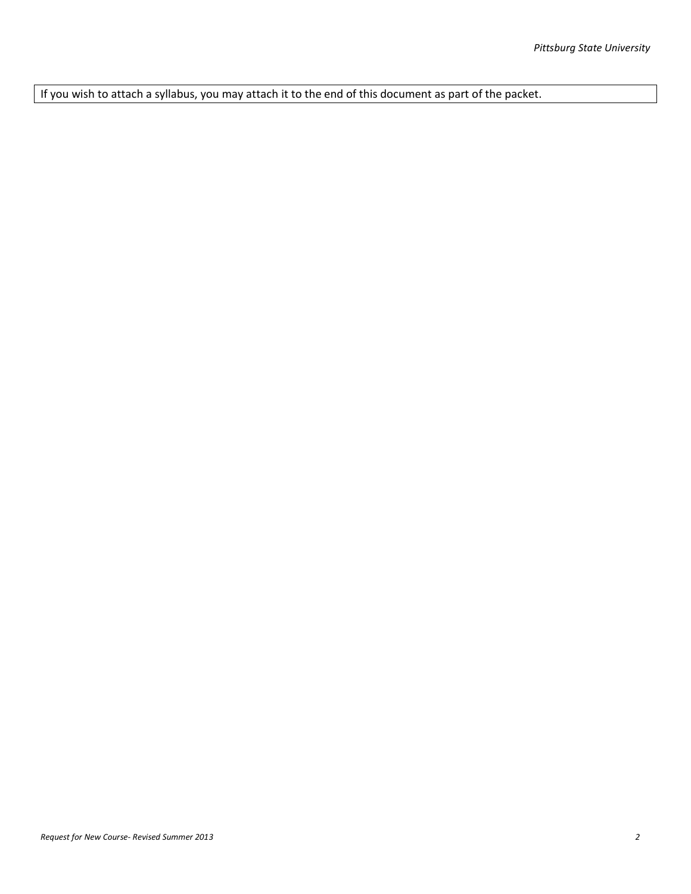| If you wish to attach a syllabus, you may attach it to the end of this document as part of the packet. |
| --- |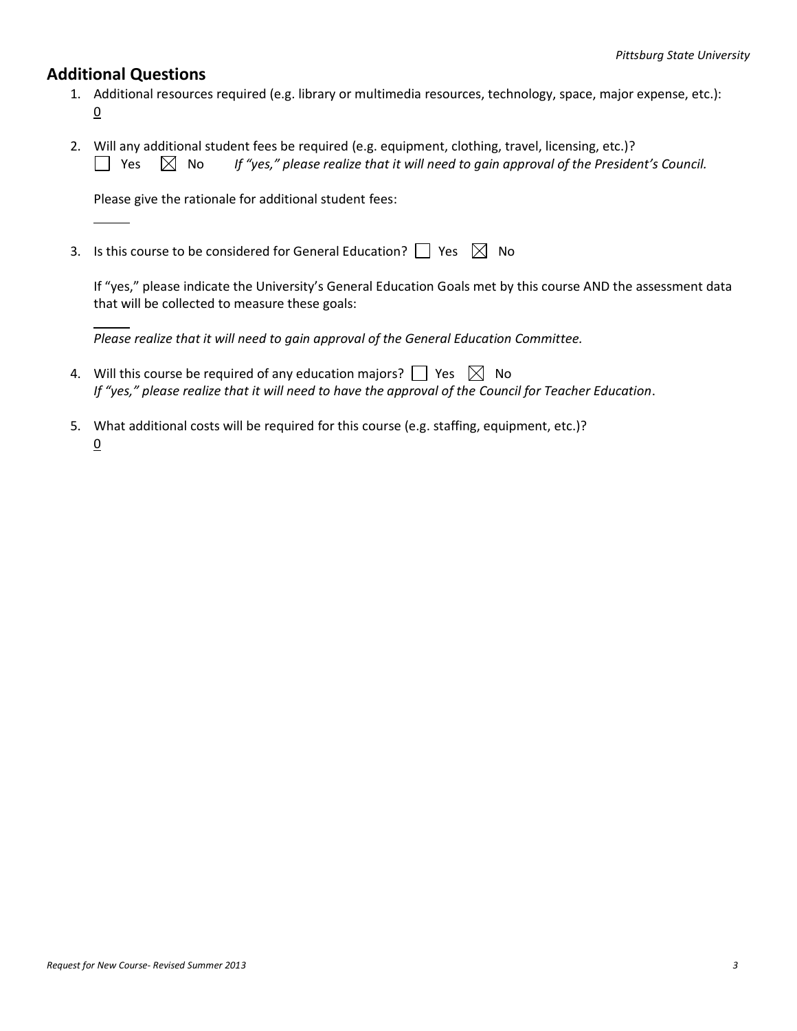## Additional Questions

1. Additional resources required (e.g. library or multimedia resources, technology, space, major expense, etc.):
   0

2. Will any additional student fees be required (e.g. equipment, clothing, travel, licensing, etc.)?
   ☐ Yes ☒ No *If "yes," please realize that it will need to gain approval of the President's Council.*

   Please give the rationale for additional student fees:

3. Is this course to be considered for General Education? ☐ Yes ☒ No

   If "yes," please indicate the University's General Education Goals met by this course AND the assessment data that will be collected to measure these goals:

   *Please realize that it will need to gain approval of the General Education Committee.*

4. Will this course be required of any education majors? ☐ Yes ☒ No
   *If "yes," please realize that it will need to have the approval of the Council for Teacher Education*.

5. What additional costs will be required for this course (e.g. staffing, equipment, etc.)?
   0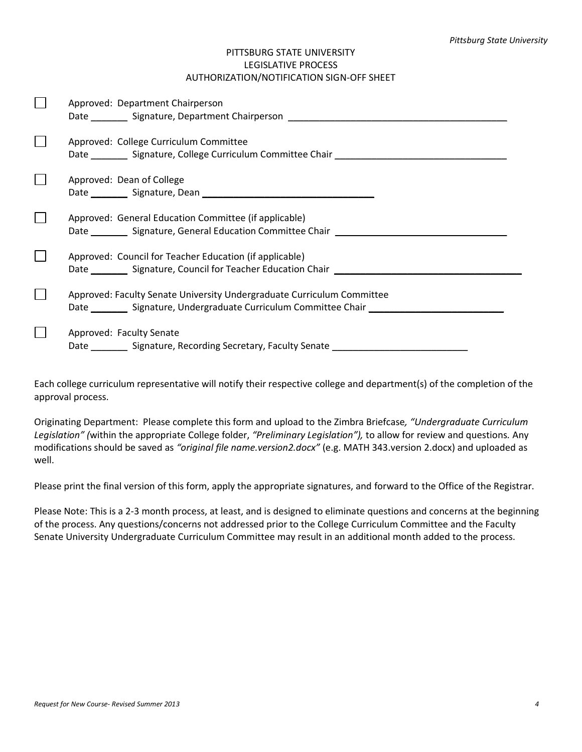PITTSBURG STATE UNIVERSITY
LEGISLATIVE PROCESS
AUTHORIZATION/NOTIFICATION SIGN-OFF SHEET

☐ Approved: Department Chairperson
Date ________ Signature, Department Chairperson ____________________________________________

☐ Approved: College Curriculum Committee
Date ________ Signature, College Curriculum Committee Chair ________________________________

☐ Approved: Dean of College
Date ________ Signature, Dean __________________________________

☐ Approved: General Education Committee (if applicable)
Date ________ Signature, General Education Committee Chair ________________________________

☐ Approved: Council for Teacher Education (if applicable)
Date ________ Signature, Council for Teacher Education Chair ____________________________________

☐ Approved: Faculty Senate University Undergraduate Curriculum Committee
Date ________ Signature, Undergraduate Curriculum Committee Chair __________________________

☐ Approved: Faculty Senate
Date ________ Signature, Recording Secretary, Faculty Senate __________________________

Each college curriculum representative will notify their respective college and department(s) of the completion of the approval process.

Originating Department: Please complete this form and upload to the Zimbra Briefcase*, "Undergraduate Curriculum Legislation" (*within the appropriate College folder, *"Preliminary Legislation"),* to allow for review and questions. Any modifications should be saved as *"original file name.version2.docx"* (e.g. MATH 343.version 2.docx) and uploaded as well.

Please print the final version of this form, apply the appropriate signatures, and forward to the Office of the Registrar.

Please Note: This is a 2-3 month process, at least, and is designed to eliminate questions and concerns at the beginning of the process. Any questions/concerns not addressed prior to the College Curriculum Committee and the Faculty Senate University Undergraduate Curriculum Committee may result in an additional month added to the process.